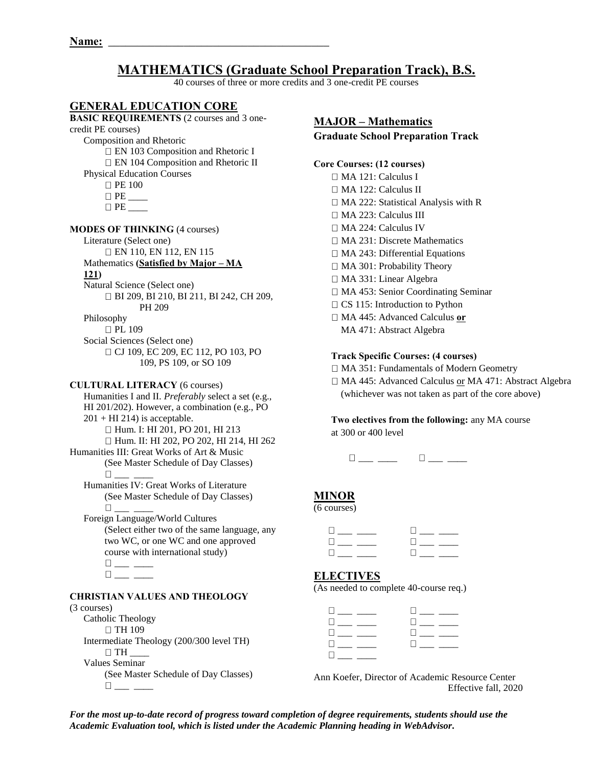**Name:** ________________________________________

# MATHEMATICS (Graduate School Preparation Track), B.S.

40 courses of three or more credits and 3 one-credit PE courses

## GENERAL EDUCATION CORE

**BASIC REQUIREMENTS** (2 courses and 3 one-credit PE courses)

Composition and Rhetoric

- □ EN 103 Composition and Rhetoric I
- □ EN 104 Composition and Rhetoric II

Physical Education Courses

- □ PE 100
- □ PE ____
- □ PE ____

**MODES OF THINKING** (4 courses)

Literature (Select one)

- □ EN 110, EN 112, EN 115

Mathematics **(Satisfied by Major – MA 121)**

Natural Science (Select one)

- □ BI 209, BI 210, BI 211, BI 242, CH 209, PH 209

Philosophy

- □ PL 109

Social Sciences (Select one)

- □ CJ 109, EC 209, EC 112, PO 103, PO 109, PS 109, or SO 109

**CULTURAL LITERACY** (6 courses)

Humanities I and II. *Preferably* select a set (e.g., HI 201/202). However, a combination (e.g., PO 201 + HI 214) is acceptable.

- □ Hum. I: HI 201, PO 201, HI 213
- □ Hum. II: HI 202, PO 202, HI 214, HI 262

Humanities III: Great Works of Art & Music (See Master Schedule of Day Classes)

- □ ___ ____

Humanities IV: Great Works of Literature (See Master Schedule of Day Classes)

- □ ___ ____

Foreign Language/World Cultures (Select either two of the same language, any two WC, or one WC and one approved course with international study)

- □ ___ ____
- □ ___ ____

**CHRISTIAN VALUES AND THEOLOGY** (3 courses)

Catholic Theology

- □ TH 109

Intermediate Theology (200/300 level TH)

- □ TH ____

Values Seminar (See Master Schedule of Day Classes)

- □ ___ ____

## MAJOR – Mathematics

### Graduate School Preparation Track

**Core Courses: (12 courses)**

- □ MA 121: Calculus I
- □ MA 122: Calculus II
- □ MA 222: Statistical Analysis with R
- □ MA 223: Calculus III
- □ MA 224: Calculus IV
- □ MA 231: Discrete Mathematics
- □ MA 243: Differential Equations
- □ MA 301: Probability Theory
- □ MA 331: Linear Algebra
- □ MA 453: Senior Coordinating Seminar
- □ CS 115: Introduction to Python
- □ MA 445: Advanced Calculus **or** MA 471: Abstract Algebra

**Track Specific Courses: (4 courses)**

- □ MA 351: Fundamentals of Modern Geometry
- □ MA 445: Advanced Calculus or MA 471: Abstract Algebra (whichever was not taken as part of the core above)

**Two electives from the following:** any MA course at 300 or 400 level

□ ___ ____ □ ___ ____

## MINOR

(6 courses)

□ ___ ____ □ ___ ____
□ ___ ____ □ ___ ____
□ ___ ____ □ ___ ____

## ELECTIVES

(As needed to complete 40-course req.)

□ ___ ____ □ ___ ____
□ ___ ____ □ ___ ____
□ ___ ____ □ ___ ____
□ ___ ____ □ ___ ____
□ ___ ____

Ann Koefer, Director of Academic Resource Center
Effective fall, 2020

***For the most up-to-date record of progress toward completion of degree requirements, students should use the Academic Evaluation tool, which is listed under the Academic Planning heading in WebAdvisor.***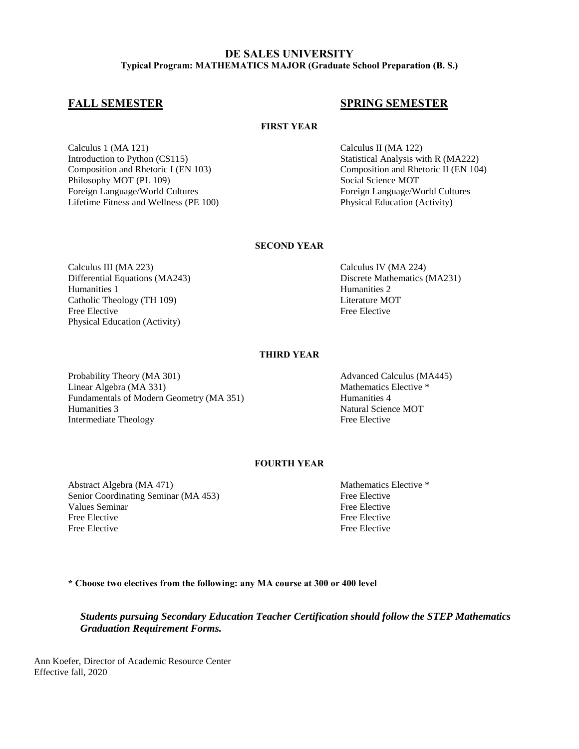**DE SALES UNIVERSITY**

**Typical Program: MATHEMATICS MAJOR (Graduate School Preparation (B. S.)**

| **FALL SEMESTER** | **SPRING SEMESTER** |
|---|---|
| **FIRST YEAR** | |
| Calculus 1 (MA 121) | Calculus II (MA 122) |
| Introduction to Python (CS115) | Statistical Analysis with R (MA222) |
| Composition and Rhetoric I (EN 103) | Composition and Rhetoric II (EN 104) |
| Philosophy MOT (PL 109) | Social Science MOT |
| Foreign Language/World Cultures | Foreign Language/World Cultures |
| Lifetime Fitness and Wellness (PE 100) | Physical Education (Activity) |
| **SECOND YEAR** | |
| Calculus III (MA 223) | Calculus IV (MA 224) |
| Differential Equations (MA243) | Discrete Mathematics (MA231) |
| Humanities 1 | Humanities 2 |
| Catholic Theology (TH 109) | Literature MOT |
| Free Elective | Free Elective |
| Physical Education (Activity) | |
| **THIRD YEAR** | |
| Probability Theory (MA 301) | Advanced Calculus (MA445) |
| Linear Algebra (MA 331) | Mathematics Elective * |
| Fundamentals of Modern Geometry (MA 351) | Humanities 4 |
| Humanities 3 | Natural Science MOT |
| Intermediate Theology | Free Elective |
| **FOURTH YEAR** | |
| Abstract Algebra (MA 471) | Mathematics Elective * |
| Senior Coordinating Seminar (MA 453) | Free Elective |
| Values Seminar | Free Elective |
| Free Elective | Free Elective |
| Free Elective | Free Elective |

**\* Choose two electives from the following: any MA course at 300 or 400 level**

***Students pursuing Secondary Education Teacher Certification should follow the STEP Mathematics Graduation Requirement Forms.***

Ann Koefer, Director of Academic Resource Center
Effective fall, 2020